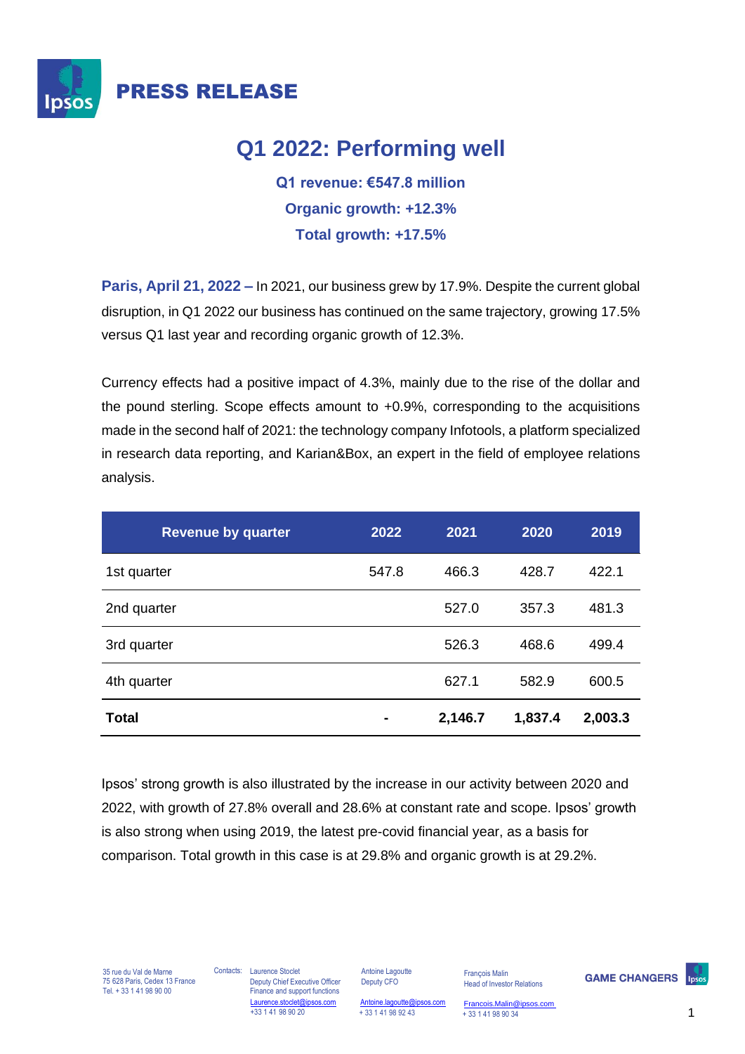# PRESS RELEASE

## Q1 2022: Performing well

**Q1 revenue: €547.8 million**

**Organic growth: +12.3%**

**Total growth: +17.5%**

**Paris, April 21, 2022 –** In 2021, our business grew by 17.9%. Despite the current global disruption, in Q1 2022 our business has continued on the same trajectory, growing 17.5% versus Q1 last year and recording organic growth of 12.3%.

Currency effects had a positive impact of 4.3%, mainly due to the rise of the dollar and the pound sterling. Scope effects amount to +0.9%, corresponding to the acquisitions made in the second half of 2021: the technology company Infotools, a platform specialized in research data reporting, and Karian&Box, an expert in the field of employee relations analysis.

| Revenue by quarter | 2022 | 2021 | 2020 | 2019 |
|---|---|---|---|---|
| 1st quarter | 547.8 | 466.3 | 428.7 | 422.1 |
| 2nd quarter | | 527.0 | 357.3 | 481.3 |
| 3rd quarter | | 526.3 | 468.6 | 499.4 |
| 4th quarter | | 627.1 | 582.9 | 600.5 |
| **Total** | **-** | **2,146.7** | **1,837.4** | **2,003.3** |

Ipsos' strong growth is also illustrated by the increase in our activity between 2020 and 2022, with growth of 27.8% overall and 28.6% at constant rate and scope. Ipsos' growth is also strong when using 2019, the latest pre-covid financial year, as a basis for comparison. Total growth in this case is at 29.8% and organic growth is at 29.2%.

35 rue du Val de Marne
75 628 Paris, Cedex 13 France
Tel. + 33 1 41 98 90 00

Contacts: Laurence Stoclet, Deputy Chief Executive Officer, Finance and support functions, Laurence.stoclet@ipsos.com, +33 1 41 98 90 20

Antoine Lagoutte, Deputy CFO, Antoine.lagoutte@ipsos.com, + 33 1 41 98 92 43

François Malin, Head of Investor Relations, Francois.Malin@ipsos.com, + 33 1 41 98 90 34

GAME CHANGERS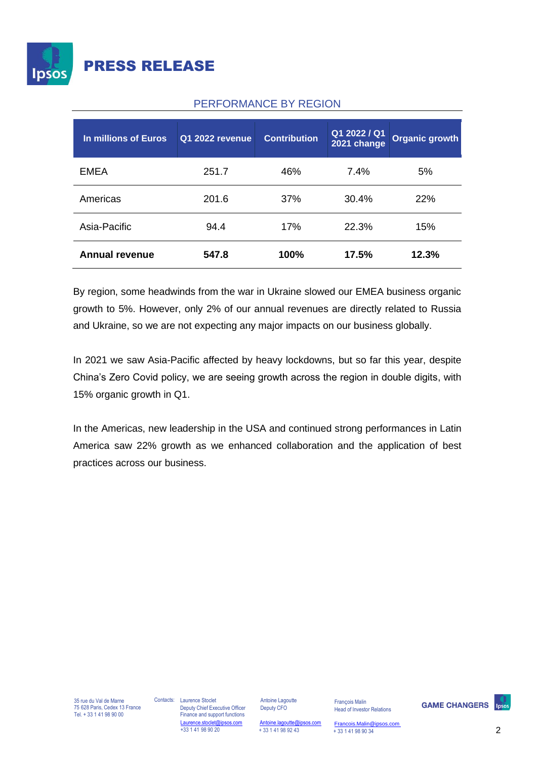## PERFORMANCE BY REGION

| In millions of Euros | Q1 2022 revenue | Contribution | Q1 2022 / Q1 2021 change | Organic growth |
|---|---|---|---|---|
| EMEA | 251.7 | 46% | 7.4% | 5% |
| Americas | 201.6 | 37% | 30.4% | 22% |
| Asia-Pacific | 94.4 | 17% | 22.3% | 15% |
| **Annual revenue** | **547.8** | **100%** | **17.5%** | **12.3%** |

By region, some headwinds from the war in Ukraine slowed our EMEA business organic growth to 5%. However, only 2% of our annual revenues are directly related to Russia and Ukraine, so we are not expecting any major impacts on our business globally.

In 2021 we saw Asia-Pacific affected by heavy lockdowns, but so far this year, despite China's Zero Covid policy, we are seeing growth across the region in double digits, with 15% organic growth in Q1.

In the Americas, new leadership in the USA and continued strong performances in Latin America saw 22% growth as we enhanced collaboration and the application of best practices across our business.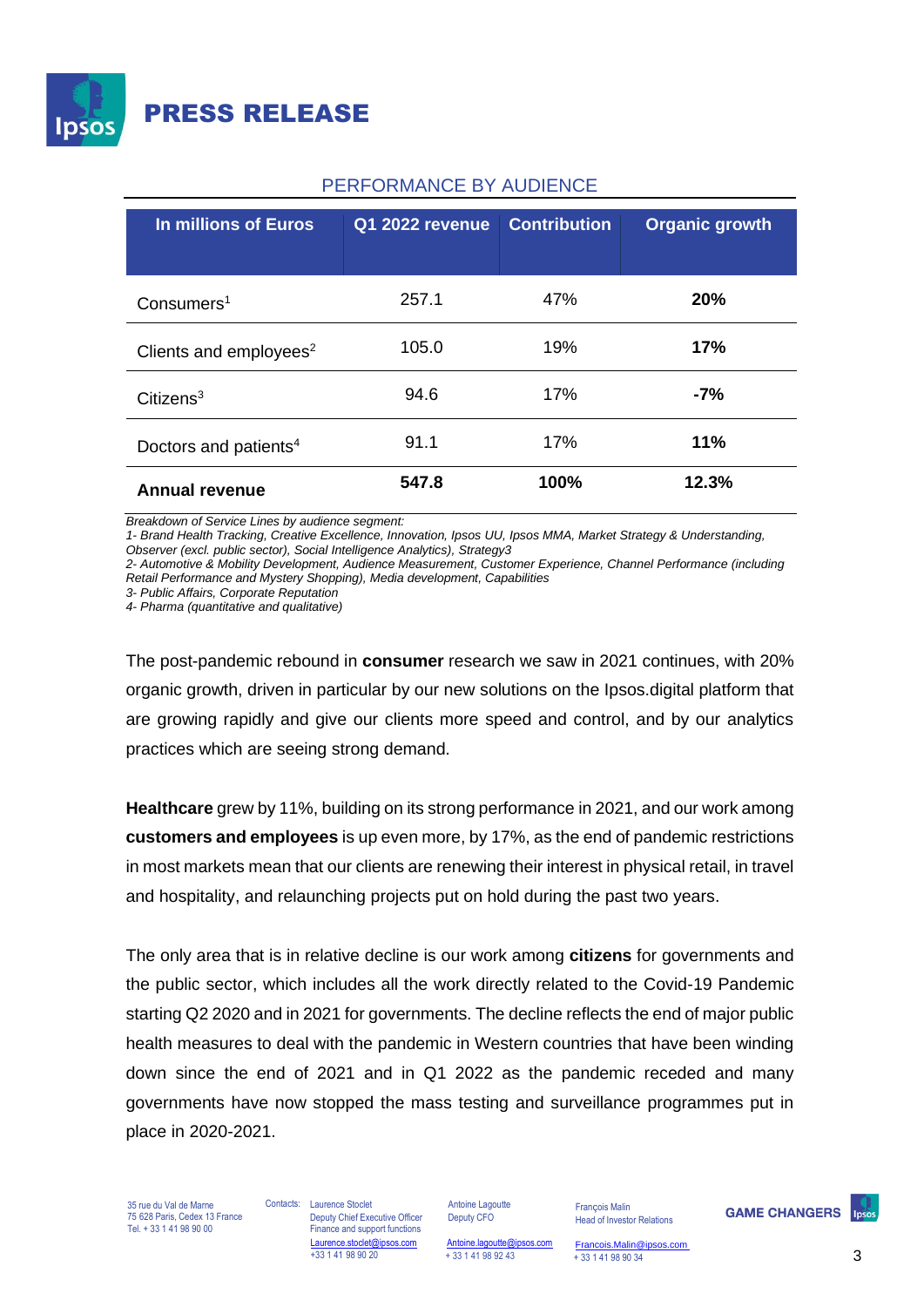## PERFORMANCE BY AUDIENCE

| In millions of Euros | Q1 2022 revenue | Contribution | Organic growth |
|---|---|---|---|
| Consumers[1] | 257.1 | 47% | **20%** |
| Clients and employees[2] | 105.0 | 19% | **17%** |
| Citizens[3] | 94.6 | 17% | **-7%** |
| Doctors and patients[4] | 91.1 | 17% | **11%** |
| **Annual revenue** | **547.8** | **100%** | **12.3%** |

*Breakdown of Service Lines by audience segment:*
*1- Brand Health Tracking, Creative Excellence, Innovation, Ipsos UU, Ipsos MMA, Market Strategy & Understanding, Observer (excl. public sector), Social Intelligence Analytics), Strategy3*
*2- Automotive & Mobility Development, Audience Measurement, Customer Experience, Channel Performance (including Retail Performance and Mystery Shopping), Media development, Capabilities*
*3- Public Affairs, Corporate Reputation*
*4- Pharma (quantitative and qualitative)*

The post-pandemic rebound in **consumer** research we saw in 2021 continues, with 20% organic growth, driven in particular by our new solutions on the Ipsos.digital platform that are growing rapidly and give our clients more speed and control, and by our analytics practices which are seeing strong demand.

**Healthcare** grew by 11%, building on its strong performance in 2021, and our work among **customers and employees** is up even more, by 17%, as the end of pandemic restrictions in most markets mean that our clients are renewing their interest in physical retail, in travel and hospitality, and relaunching projects put on hold during the past two years.

The only area that is in relative decline is our work among **citizens** for governments and the public sector, which includes all the work directly related to the Covid-19 Pandemic starting Q2 2020 and in 2021 for governments. The decline reflects the end of major public health measures to deal with the pandemic in Western countries that have been winding down since the end of 2021 and in Q1 2022 as the pandemic receded and many governments have now stopped the mass testing and surveillance programmes put in place in 2020-2021.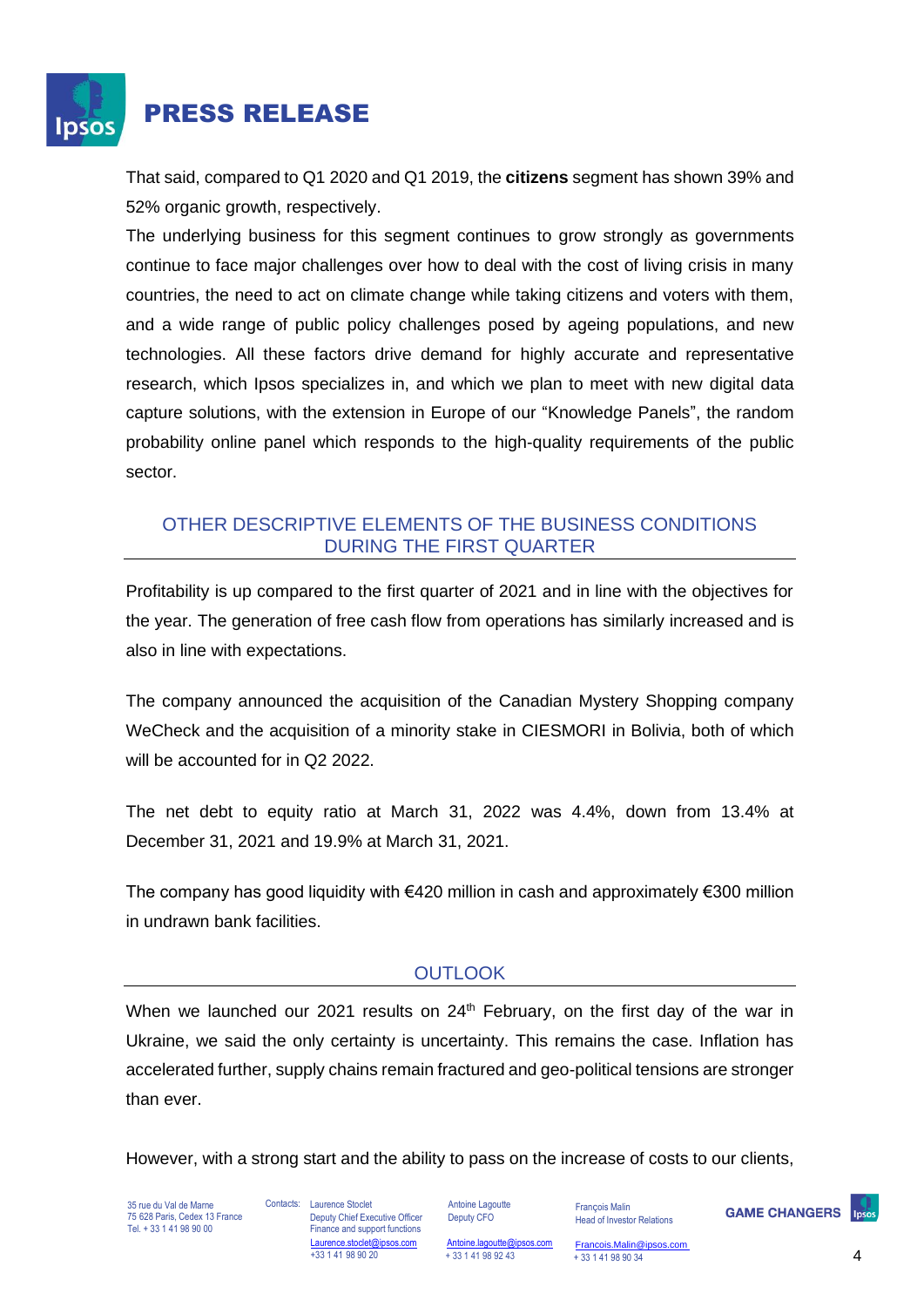That said, compared to Q1 2020 and Q1 2019, the **citizens** segment has shown 39% and 52% organic growth, respectively.

The underlying business for this segment continues to grow strongly as governments continue to face major challenges over how to deal with the cost of living crisis in many countries, the need to act on climate change while taking citizens and voters with them, and a wide range of public policy challenges posed by ageing populations, and new technologies. All these factors drive demand for highly accurate and representative research, which Ipsos specializes in, and which we plan to meet with new digital data capture solutions, with the extension in Europe of our "Knowledge Panels", the random probability online panel which responds to the high-quality requirements of the public sector.

## OTHER DESCRIPTIVE ELEMENTS OF THE BUSINESS CONDITIONS DURING THE FIRST QUARTER

Profitability is up compared to the first quarter of 2021 and in line with the objectives for the year. The generation of free cash flow from operations has similarly increased and is also in line with expectations.

The company announced the acquisition of the Canadian Mystery Shopping company WeCheck and the acquisition of a minority stake in CIESMORI in Bolivia, both of which will be accounted for in Q2 2022.

The net debt to equity ratio at March 31, 2022 was 4.4%, down from 13.4% at December 31, 2021 and 19.9% at March 31, 2021.

The company has good liquidity with €420 million in cash and approximately €300 million in undrawn bank facilities.

## OUTLOOK

When we launched our 2021 results on 24th February, on the first day of the war in Ukraine, we said the only certainty is uncertainty. This remains the case. Inflation has accelerated further, supply chains remain fractured and geo-political tensions are stronger than ever.

However, with a strong start and the ability to pass on the increase of costs to our clients,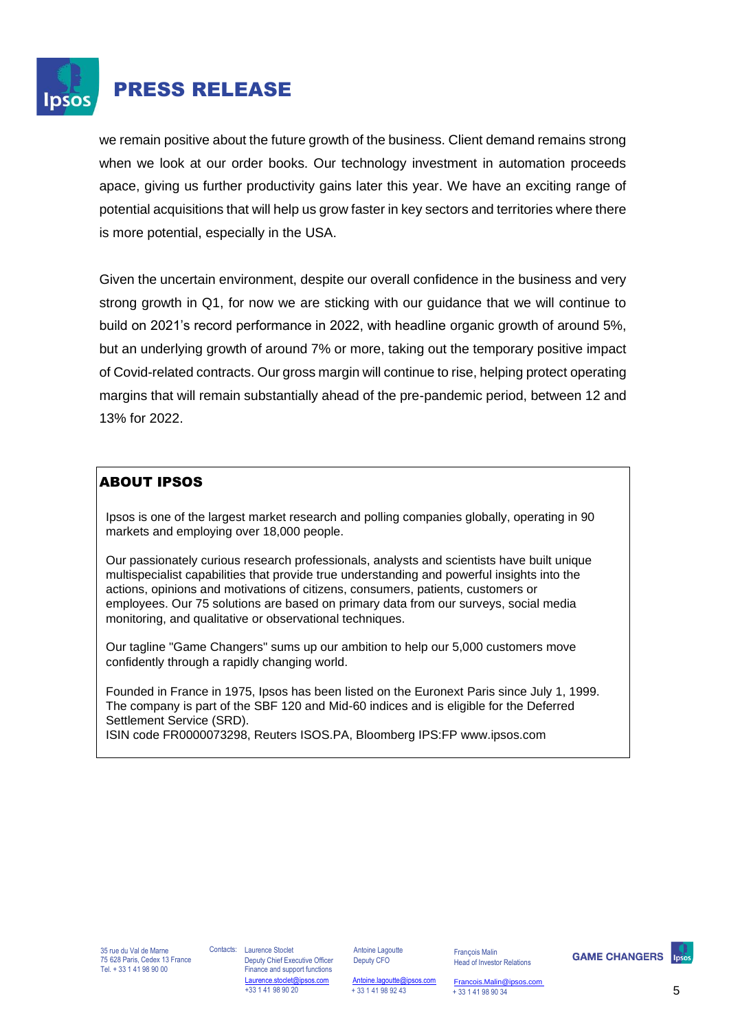we remain positive about the future growth of the business. Client demand remains strong when we look at our order books. Our technology investment in automation proceeds apace, giving us further productivity gains later this year. We have an exciting range of potential acquisitions that will help us grow faster in key sectors and territories where there is more potential, especially in the USA.

Given the uncertain environment, despite our overall confidence in the business and very strong growth in Q1, for now we are sticking with our guidance that we will continue to build on 2021's record performance in 2022, with headline organic growth of around 5%, but an underlying growth of around 7% or more, taking out the temporary positive impact of Covid-related contracts. Our gross margin will continue to rise, helping protect operating margins that will remain substantially ahead of the pre-pandemic period, between 12 and 13% for 2022.

## ABOUT IPSOS

Ipsos is one of the largest market research and polling companies globally, operating in 90 markets and employing over 18,000 people.

Our passionately curious research professionals, analysts and scientists have built unique multispecialist capabilities that provide true understanding and powerful insights into the actions, opinions and motivations of citizens, consumers, patients, customers or employees. Our 75 solutions are based on primary data from our surveys, social media monitoring, and qualitative or observational techniques.

Our tagline "Game Changers" sums up our ambition to help our 5,000 customers move confidently through a rapidly changing world.

Founded in France in 1975, Ipsos has been listed on the Euronext Paris since July 1, 1999. The company is part of the SBF 120 and Mid-60 indices and is eligible for the Deferred Settlement Service (SRD).
ISIN code FR0000073298, Reuters ISOS.PA, Bloomberg IPS:FP www.ipsos.com

35 rue du Val de Marne
75 628 Paris, Cedex 13 France
Tel. + 33 1 41 98 90 00

Contacts:

Laurence Stoclet
Deputy Chief Executive Officer
Finance and support functions
Laurence.stoclet@ipsos.com
+33 1 41 98 90 20

Antoine Lagoutte
Deputy CFO
Antoine.lagoutte@ipsos.com
+ 33 1 41 98 92 43

François Malin
Head of Investor Relations
Francois.Malin@ipsos.com
+ 33 1 41 98 90 34

GAME CHANGERS